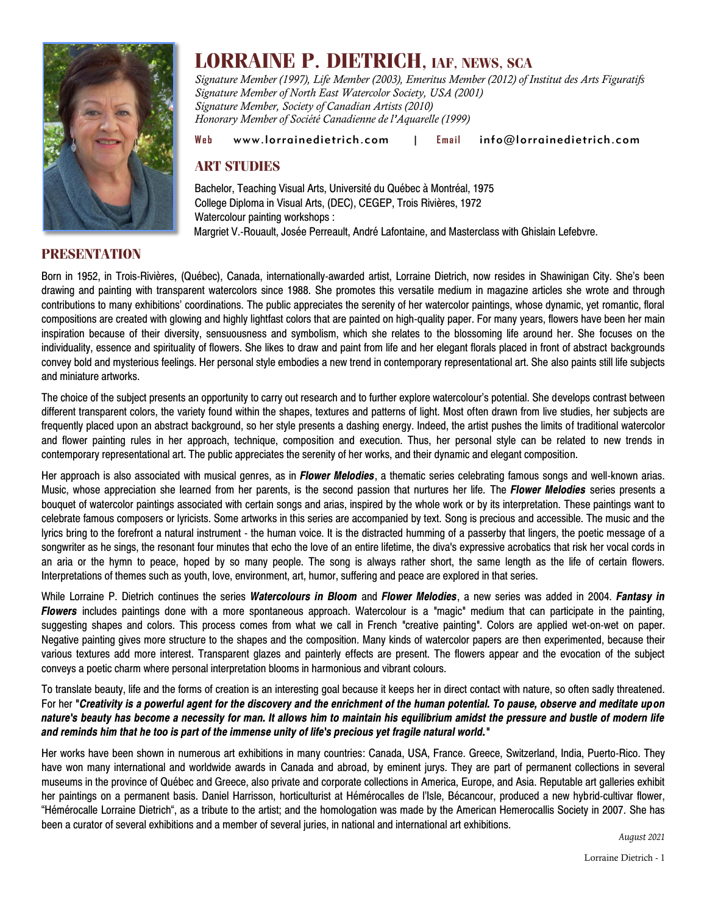# LORRAINE P. DIETRICH, IAF, NEWS, SCA

*Signature Member (1997), Life Member (2003), Emeritus Member (2012) of Institut des Arts Figuratifs*
*Signature Member of North East Watercolor Society, USA (2001)*
*Signature Member, Society of Canadian Artists (2010)*
*Honorary Member of Société Canadienne de l'Aquarelle (1999)*

Web www.lorrainedietrich.com | Email info@lorrainedietrich.com

## ART STUDIES

Bachelor, Teaching Visual Arts, Université du Québec à Montréal, 1975
College Diploma in Visual Arts, (DEC), CEGEP, Trois Rivières, 1972
Watercolour painting workshops :
Margriet V.-Rouault, Josée Perreault, André Lafontaine, and Masterclass with Ghislain Lefebvre.

## PRESENTATION

Born in 1952, in Trois-Rivières, (Québec), Canada, internationally-awarded artist, Lorraine Dietrich, now resides in Shawinigan City. She's been drawing and painting with transparent watercolors since 1988. She promotes this versatile medium in magazine articles she wrote and through contributions to many exhibitions' coordinations. The public appreciates the serenity of her watercolor paintings, whose dynamic, yet romantic, floral compositions are created with glowing and highly lightfast colors that are painted on high-quality paper. For many years, flowers have been her main inspiration because of their diversity, sensuousness and symbolism, which she relates to the blossoming life around her. She focuses on the individuality, essence and spirituality of flowers. She likes to draw and paint from life and her elegant florals placed in front of abstract backgrounds convey bold and mysterious feelings. Her personal style embodies a new trend in contemporary representational art. She also paints still life subjects and miniature artworks.

The choice of the subject presents an opportunity to carry out research and to further explore watercolour's potential. She develops contrast between different transparent colors, the variety found within the shapes, textures and patterns of light. Most often drawn from live studies, her subjects are frequently placed upon an abstract background, so her style presents a dashing energy. Indeed, the artist pushes the limits of traditional watercolor and flower painting rules in her approach, technique, composition and execution. Thus, her personal style can be related to new trends in contemporary representational art. The public appreciates the serenity of her works, and their dynamic and elegant composition.

Her approach is also associated with musical genres, as in ***Flower Melodies***, a thematic series celebrating famous songs and well-known arias. Music, whose appreciation she learned from her parents, is the second passion that nurtures her life. The ***Flower Melodies*** series presents a bouquet of watercolor paintings associated with certain songs and arias, inspired by the whole work or by its interpretation. These paintings want to celebrate famous composers or lyricists. Some artworks in this series are accompanied by text. Song is precious and accessible. The music and the lyrics bring to the forefront a natural instrument - the human voice. It is the distracted humming of a passerby that lingers, the poetic message of a songwriter as he sings, the resonant four minutes that echo the love of an entire lifetime, the diva's expressive acrobatics that risk her vocal cords in an aria or the hymn to peace, hoped by so many people. The song is always rather short, the same length as the life of certain flowers. Interpretations of themes such as youth, love, environment, art, humor, suffering and peace are explored in that series.

While Lorraine P. Dietrich continues the series ***Watercolours in Bloom*** and ***Flower Melodies***, a new series was added in 2004. ***Fantasy in Flowers*** includes paintings done with a more spontaneous approach. Watercolour is a "magic" medium that can participate in the painting, suggesting shapes and colors. This process comes from what we call in French "creative painting". Colors are applied wet-on-wet on paper. Negative painting gives more structure to the shapes and the composition. Many kinds of watercolor papers are then experimented, because their various textures add more interest. Transparent glazes and painterly effects are present. The flowers appear and the evocation of the subject conveys a poetic charm where personal interpretation blooms in harmonious and vibrant colours.

To translate beauty, life and the forms of creation is an interesting goal because it keeps her in direct contact with nature, so often sadly threatened. For her "***Creativity is a powerful agent for the discovery and the enrichment of the human potential. To pause, observe and meditate upon nature's beauty has become a necessity for man. It allows him to maintain his equilibrium amidst the pressure and bustle of modern life and reminds him that he too is part of the immense unity of life's precious yet fragile natural world.***"

Her works have been shown in numerous art exhibitions in many countries: Canada, USA, France. Greece, Switzerland, India, Puerto-Rico. They have won many international and worldwide awards in Canada and abroad, by eminent jurys. They are part of permanent collections in several museums in the province of Québec and Greece, also private and corporate collections in America, Europe, and Asia. Reputable art galleries exhibit her paintings on a permanent basis. Daniel Harrisson, horticulturist at Hémérocalles de l'Isle, Bécancour, produced a new hybrid-cultivar flower, "Hémérocalle Lorraine Dietrich", as a tribute to the artist; and the homologation was made by the American Hemerocallis Society in 2007. She has been a curator of several exhibitions and a member of several juries, in national and international art exhibitions.

*August 2021*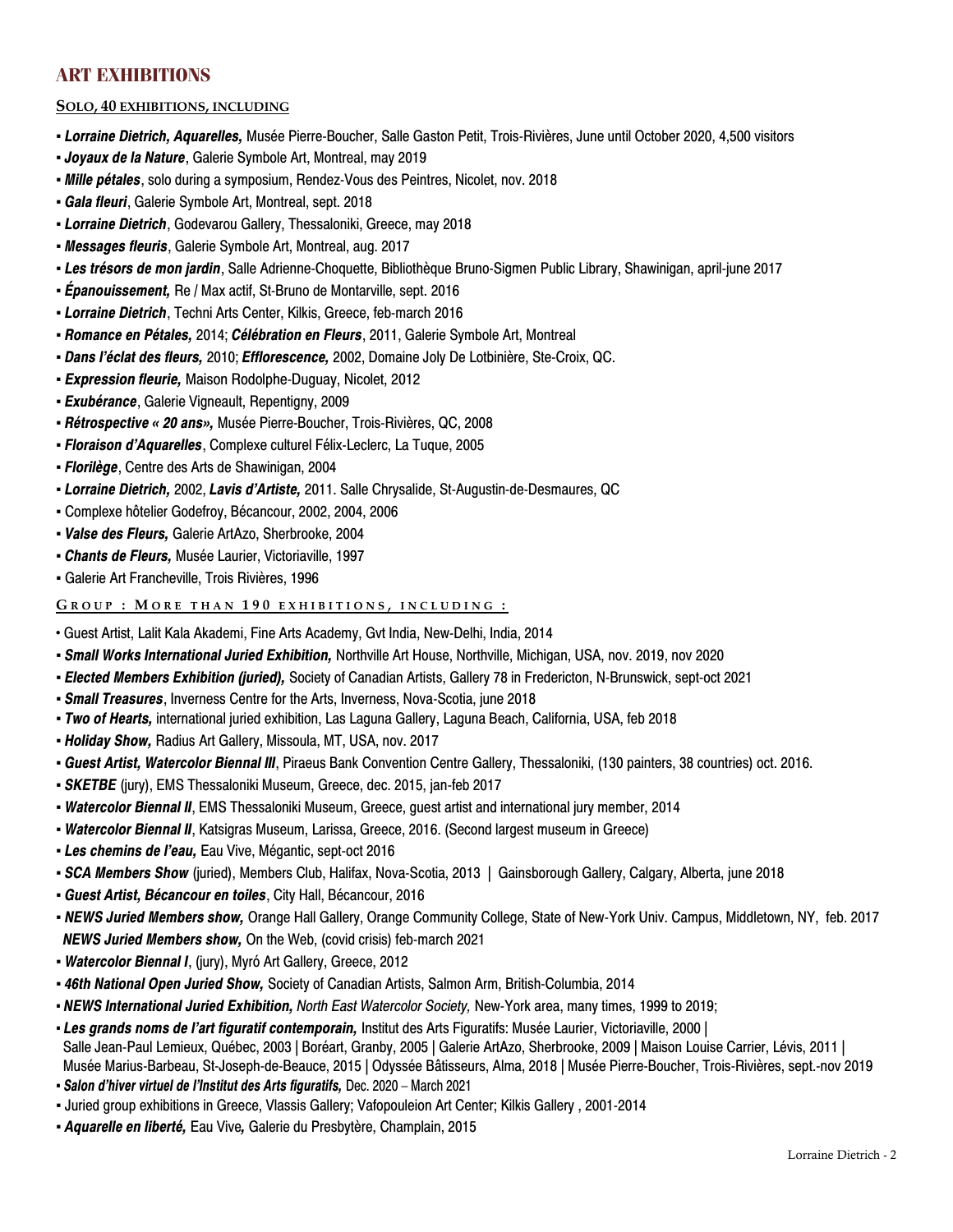## ART EXHIBITIONS

### SOLO, 40 EXHIBITIONS, INCLUDING

- ***Lorraine Dietrich, Aquarelles,*** Musée Pierre-Boucher, Salle Gaston Petit, Trois-Rivières, June until October 2020, 4,500 visitors
- ***Joyaux de la Nature***, Galerie Symbole Art, Montreal, may 2019
- ***Mille pétales***, solo during a symposium, Rendez-Vous des Peintres, Nicolet, nov. 2018
- ***Gala fleuri***, Galerie Symbole Art, Montreal, sept. 2018
- ***Lorraine Dietrich***, Godevarou Gallery, Thessaloniki, Greece, may 2018
- ***Messages fleuris***, Galerie Symbole Art, Montreal, aug. 2017
- ***Les trésors de mon jardin***, Salle Adrienne-Choquette, Bibliothèque Bruno-Sigmen Public Library, Shawinigan, april-june 2017
- ***Épanouissement,*** Re / Max actif, St-Bruno de Montarville, sept. 2016
- ***Lorraine Dietrich***, Techni Arts Center, Kilkis, Greece, feb-march 2016
- ***Romance en Pétales,*** 2014; ***Célébration en Fleurs***, 2011, Galerie Symbole Art, Montreal
- ***Dans l'éclat des fleurs,*** 2010; ***Efflorescence,*** 2002, Domaine Joly De Lotbinière, Ste-Croix, QC.
- ***Expression fleurie,*** Maison Rodolphe-Duguay, Nicolet, 2012
- ***Exubérance***, Galerie Vigneault, Repentigny, 2009
- ***Rétrospective « 20 ans»,*** Musée Pierre-Boucher, Trois-Rivières, QC, 2008
- ***Floraison d'Aquarelles***, Complexe culturel Félix-Leclerc, La Tuque, 2005
- ***Florilège***, Centre des Arts de Shawinigan, 2004
- ***Lorraine Dietrich,*** 2002, ***Lavis d'Artiste,*** 2011. Salle Chrysalide, St-Augustin-de-Desmaures, QC
- Complexe hôtelier Godefroy, Bécancour, 2002, 2004, 2006
- ***Valse des Fleurs,*** Galerie ArtAzo, Sherbrooke, 2004
- ***Chants de Fleurs,*** Musée Laurier, Victoriaville, 1997
- Galerie Art Francheville, Trois Rivières, 1996

### GROUP : MORE THAN 190 EXHIBITIONS, INCLUDING :

- Guest Artist, Lalit Kala Akademi, Fine Arts Academy, Gvt India, New-Delhi, India, 2014
- ***Small Works International Juried Exhibition,*** Northville Art House, Northville, Michigan, USA, nov. 2019, nov 2020
- ***Elected Members Exhibition (juried),*** Society of Canadian Artists, Gallery 78 in Fredericton, N-Brunswick, sept-oct 2021
- ***Small Treasures***, Inverness Centre for the Arts, Inverness, Nova-Scotia, june 2018
- ***Two of Hearts,*** international juried exhibition, Las Laguna Gallery, Laguna Beach, California, USA, feb 2018
- ***Holiday Show,*** Radius Art Gallery, Missoula, MT, USA, nov. 2017
- ***Guest Artist, Watercolor Biennal III***, Piraeus Bank Convention Centre Gallery, Thessaloniki, (130 painters, 38 countries) oct. 2016.
- ***SKETBE*** (jury), EMS Thessaloniki Museum, Greece, dec. 2015, jan-feb 2017
- ***Watercolor Biennal II***, EMS Thessaloniki Museum, Greece, guest artist and international jury member, 2014
- ***Watercolor Biennal II***, Katsigras Museum, Larissa, Greece, 2016. (Second largest museum in Greece)
- ***Les chemins de l'eau,*** Eau Vive, Mégantic, sept-oct 2016
- ***SCA Members Show*** (juried), Members Club, Halifax, Nova-Scotia, 2013 | Gainsborough Gallery, Calgary, Alberta, june 2018
- ***Guest Artist, Bécancour en toiles***, City Hall, Bécancour, 2016
- ***NEWS Juried Members show,*** Orange Hall Gallery, Orange Community College, State of New-York Univ. Campus, Middletown, NY, feb. 2017
  ***NEWS Juried Members show,*** On the Web, (covid crisis) feb-march 2021
- ***Watercolor Biennal I***, (jury), Myró Art Gallery, Greece, 2012
- ***46th National Open Juried Show,*** Society of Canadian Artists, Salmon Arm, British-Columbia, 2014
- ***NEWS International Juried Exhibition,*** *North East Watercolor Society,* New-York area, many times, 1999 to 2019;
- ***Les grands noms de l'art figuratif contemporain,*** Institut des Arts Figuratifs: Musée Laurier, Victoriaville, 2000 | Salle Jean-Paul Lemieux, Québec, 2003 | Boréart, Granby, 2005 | Galerie ArtAzo, Sherbrooke, 2009 | Maison Louise Carrier, Lévis, 2011 | Musée Marius-Barbeau, St-Joseph-de-Beauce, 2015 | Odyssée Bâtisseurs, Alma, 2018 | Musée Pierre-Boucher, Trois-Rivières, sept.-nov 2019
- ***Salon d'hiver virtuel de l'Institut des Arts figuratifs,*** Dec. 2020 – March 2021
- Juried group exhibitions in Greece, Vlassis Gallery; Vafopouleion Art Center; Kilkis Gallery , 2001-2014
- ***Aquarelle en liberté,*** Eau Vive***,*** Galerie du Presbytère, Champlain, 2015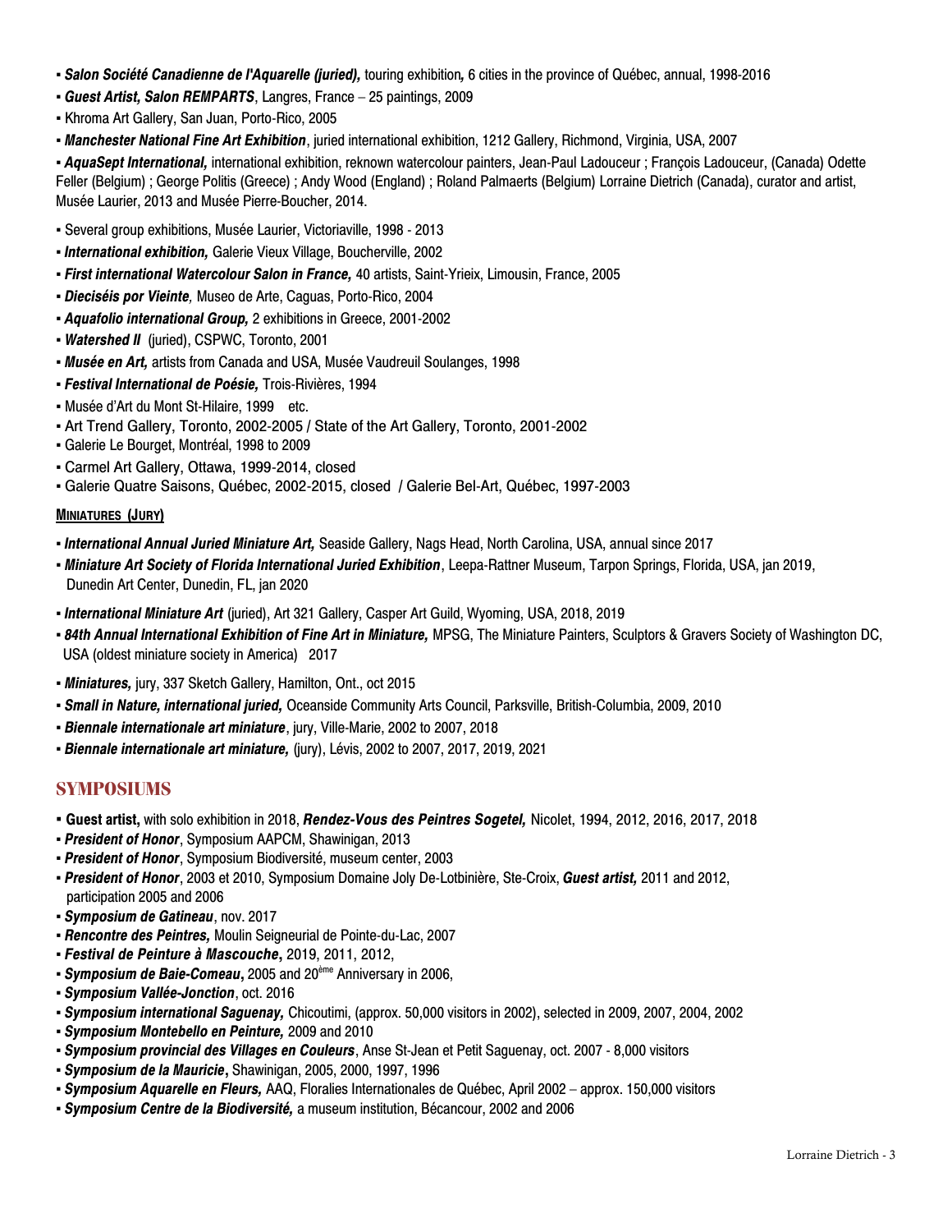- ***Salon Société Canadienne de l'Aquarelle (juried),*** touring exhibition*,* 6 cities in the province of Québec, annual, 1998-2016
- ***Guest Artist, Salon REMPARTS***, Langres, France – 25 paintings, 2009
- Khroma Art Gallery, San Juan, Porto-Rico, 2005
- ***Manchester National Fine Art Exhibition***, juried international exhibition, 1212 Gallery, Richmond, Virginia, USA, 2007
- ***AquaSept International,*** international exhibition, reknown watercolour painters, Jean-Paul Ladouceur ; François Ladouceur, (Canada) Odette Feller (Belgium) ; George Politis (Greece) ; Andy Wood (England) ; Roland Palmaerts (Belgium) Lorraine Dietrich (Canada), curator and artist, Musée Laurier, 2013 and Musée Pierre-Boucher, 2014.
- Several group exhibitions, Musée Laurier, Victoriaville, 1998 - 2013
- ***International exhibition,*** Galerie Vieux Village, Boucherville, 2002
- ***First international Watercolour Salon in France,*** 40 artists, Saint-Yrieix, Limousin, France, 2005
- ***Dieciséis por Vieinte****,* Museo de Arte, Caguas, Porto-Rico, 2004
- ***Aquafolio international Group,*** 2 exhibitions in Greece, 2001-2002
- ***Watershed II*** (juried), CSPWC, Toronto, 2001
- ***Musée en Art,*** artists from Canada and USA, Musée Vaudreuil Soulanges, 1998
- ***Festival International de Poésie,*** Trois-Rivières, 1994
- Musée d'Art du Mont St-Hilaire, 1999 etc.
- Art Trend Gallery, Toronto, 2002-2005 / State of the Art Gallery, Toronto, 2001-2002
- Galerie Le Bourget, Montréal, 1998 to 2009
- Carmel Art Gallery, Ottawa, 1999-2014, closed
- Galerie Quatre Saisons, Québec, 2002-2015, closed / Galerie Bel-Art, Québec, 1997-2003

#### MINIATURES (JURY)

- ***International Annual Juried Miniature Art,*** Seaside Gallery, Nags Head, North Carolina, USA, annual since 2017
- ***Miniature Art Society of Florida International Juried Exhibition***, Leepa-Rattner Museum, Tarpon Springs, Florida, USA, jan 2019, Dunedin Art Center, Dunedin, FL, jan 2020
- ***International Miniature Art*** (juried), Art 321 Gallery, Casper Art Guild, Wyoming, USA, 2018, 2019
- ***84th Annual International Exhibition of Fine Art in Miniature,*** MPSG, The Miniature Painters, Sculptors & Gravers Society of Washington DC, USA (oldest miniature society in America) 2017
- ***Miniatures,*** jury, 337 Sketch Gallery, Hamilton, Ont., oct 2015
- ***Small in Nature, international juried,*** Oceanside Community Arts Council, Parksville, British-Columbia, 2009, 2010
- ***Biennale internationale art miniature***, jury, Ville-Marie, 2002 to 2007, 2018
- ***Biennale internationale art miniature,*** (jury), Lévis, 2002 to 2007, 2017, 2019, 2021

## SYMPOSIUMS

- **Guest artist,** with solo exhibition in 2018, ***Rendez-Vous des Peintres Sogetel,*** Nicolet, 1994, 2012, 2016, 2017, 2018
- ***President of Honor***, Symposium AAPCM, Shawinigan, 2013
- ***President of Honor***, Symposium Biodiversité, museum center, 2003
- ***President of Honor***, 2003 et 2010, Symposium Domaine Joly De-Lotbinière, Ste-Croix, ***Guest artist,*** 2011 and 2012, participation 2005 and 2006
- ***Symposium de Gatineau***, nov. 2017
- ***Rencontre des Peintres,*** Moulin Seigneurial de Pointe-du-Lac, 2007
- ***Festival de Peinture à Mascouche*****,** 2019, 2011, 2012,
- ***Symposium de Baie-Comeau*****,** 2005 and 20ème Anniversary in 2006,
- ***Symposium Vallée-Jonction***, oct. 2016
- ***Symposium international Saguenay,*** Chicoutimi, (approx. 50,000 visitors in 2002), selected in 2009, 2007, 2004, 2002
- ***Symposium Montebello en Peinture,*** 2009 and 2010
- ***Symposium provincial des Villages en Couleurs***, Anse St-Jean et Petit Saguenay, oct. 2007 - 8,000 visitors
- ***Symposium de la Mauricie*****,** Shawinigan, 2005, 2000, 1997, 1996
- ***Symposium Aquarelle en Fleurs,*** AAQ, Floralies Internationales de Québec, April 2002 – approx. 150,000 visitors
- ***Symposium Centre de la Biodiversité,*** a museum institution, Bécancour, 2002 and 2006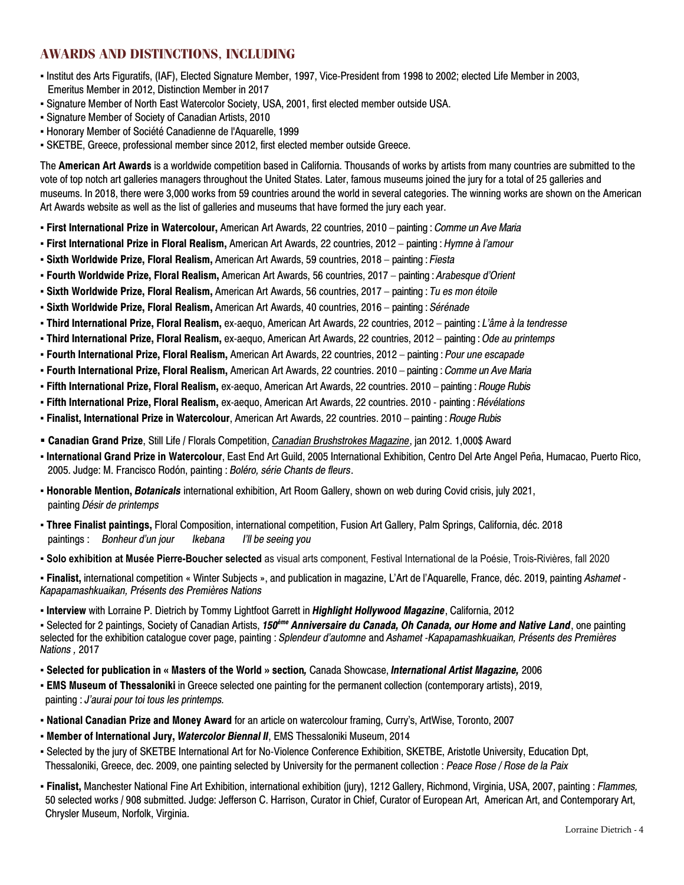## AWARDS AND DISTINCTIONS, INCLUDING

- Institut des Arts Figuratifs, (IAF), Elected Signature Member, 1997, Vice-President from 1998 to 2002; elected Life Member in 2003, Emeritus Member in 2012, Distinction Member in 2017
- Signature Member of North East Watercolor Society, USA, 2001, first elected member outside USA.
- Signature Member of Society of Canadian Artists, 2010
- Honorary Member of Société Canadienne de l'Aquarelle, 1999
- SKETBE, Greece, professional member since 2012, first elected member outside Greece.

The **American Art Awards** is a worldwide competition based in California. Thousands of works by artists from many countries are submitted to the vote of top notch art galleries managers throughout the United States. Later, famous museums joined the jury for a total of 25 galleries and museums. In 2018, there were 3,000 works from 59 countries around the world in several categories. The winning works are shown on the American Art Awards website as well as the list of galleries and museums that have formed the jury each year.

- **First International Prize in Watercolour,** American Art Awards, 22 countries, 2010 – painting : *Comme un Ave Maria*
- **First International Prize in Floral Realism,** American Art Awards, 22 countries, 2012 – painting : *Hymne à l'amour*
- **Sixth Worldwide Prize, Floral Realism,** American Art Awards, 59 countries, 2018 – painting : *Fiesta*
- **Fourth Worldwide Prize, Floral Realism,** American Art Awards, 56 countries, 2017 – painting : *Arabesque d'Orient*
- **Sixth Worldwide Prize, Floral Realism,** American Art Awards, 56 countries, 2017 – painting : *Tu es mon étoile*
- **Sixth Worldwide Prize, Floral Realism,** American Art Awards, 40 countries, 2016 – painting : *Sérénade*
- **Third International Prize, Floral Realism,** ex-aequo, American Art Awards, 22 countries, 2012 – painting : *L'âme à la tendresse*
- **Third International Prize, Floral Realism,** ex-aequo, American Art Awards, 22 countries, 2012 – painting : *Ode au printemps*
- **Fourth International Prize, Floral Realism,** American Art Awards, 22 countries, 2012 – painting : *Pour une escapade*
- **Fourth International Prize, Floral Realism,** American Art Awards, 22 countries. 2010 – painting : *Comme un Ave Maria*
- **Fifth International Prize, Floral Realism,** ex-aequo, American Art Awards, 22 countries. 2010 – painting : *Rouge Rubis*
- **Fifth International Prize, Floral Realism,** ex-aequo, American Art Awards, 22 countries. 2010 - painting : *Révélations*
- **Finalist, International Prize in Watercolour**, American Art Awards, 22 countries. 2010 – painting : *Rouge Rubis*

- **Canadian Grand Prize**, Still Life / Florals Competition, *Canadian Brushstrokes Magazine*, jan 2012. 1,000$ Award
- **International Grand Prize in Watercolour**, East End Art Guild, 2005 International Exhibition, Centro Del Arte Angel Peña, Humacao, Puerto Rico, 2005. Judge: M. Francisco Rodón, painting : *Boléro, série Chants de fleurs*.
- **Honorable Mention,** ***Botanicals*** international exhibition, Art Room Gallery, shown on web during Covid crisis, july 2021, painting *Désir de printemps*
- **Three Finalist paintings,** Floral Composition, international competition, Fusion Art Gallery, Palm Springs, California, déc. 2018 paintings : *Bonheur d'un jour* *Ikebana* *I'll be seeing you*
- **Solo exhibition at Musée Pierre-Boucher selected** as visual arts component, Festival International de la Poésie, Trois-Rivières, fall 2020
- **Finalist,** international competition « Winter Subjects », and publication in magazine, L'Art de l'Aquarelle, France, déc. 2019, painting *Ashamet - Kapapamashkuaikan, Présents des Premières Nations*
- **Interview** with Lorraine P. Dietrich by Tommy Lightfoot Garrett in ***Highlight Hollywood Magazine***, California, 2012
- Selected for 2 paintings, Society of Canadian Artists, ***150ème Anniversaire du Canada, Oh Canada, our Home and Native Land***, one painting selected for the exhibition catalogue cover page, painting : *Splendeur d'automne* and *Ashamet -Kapapamashkuaikan, Présents des Premières Nations ,* 2017
- **Selected for publication in « Masters of the World » section,** Canada Showcase, ***International Artist Magazine,*** 2006
- **EMS Museum of Thessaloniki** in Greece selected one painting for the permanent collection (contemporary artists), 2019, painting : *J'aurai pour toi tous les printemps.*
- **National Canadian Prize and Money Award** for an article on watercolour framing, Curry's, ArtWise, Toronto, 2007
- **Member of International Jury,** ***Watercolor Biennal II***, EMS Thessaloniki Museum, 2014
- Selected by the jury of SKETBE International Art for No-Violence Conference Exhibition, SKETBE, Aristotle University, Education Dpt, Thessaloniki, Greece, dec. 2009, one painting selected by University for the permanent collection : *Peace Rose / Rose de la Paix*
- **Finalist,** Manchester National Fine Art Exhibition, international exhibition (jury), 1212 Gallery, Richmond, Virginia, USA, 2007, painting : *Flammes,* 50 selected works / 908 submitted. Judge: Jefferson C. Harrison, Curator in Chief, Curator of European Art, American Art, and Contemporary Art, Chrysler Museum, Norfolk, Virginia.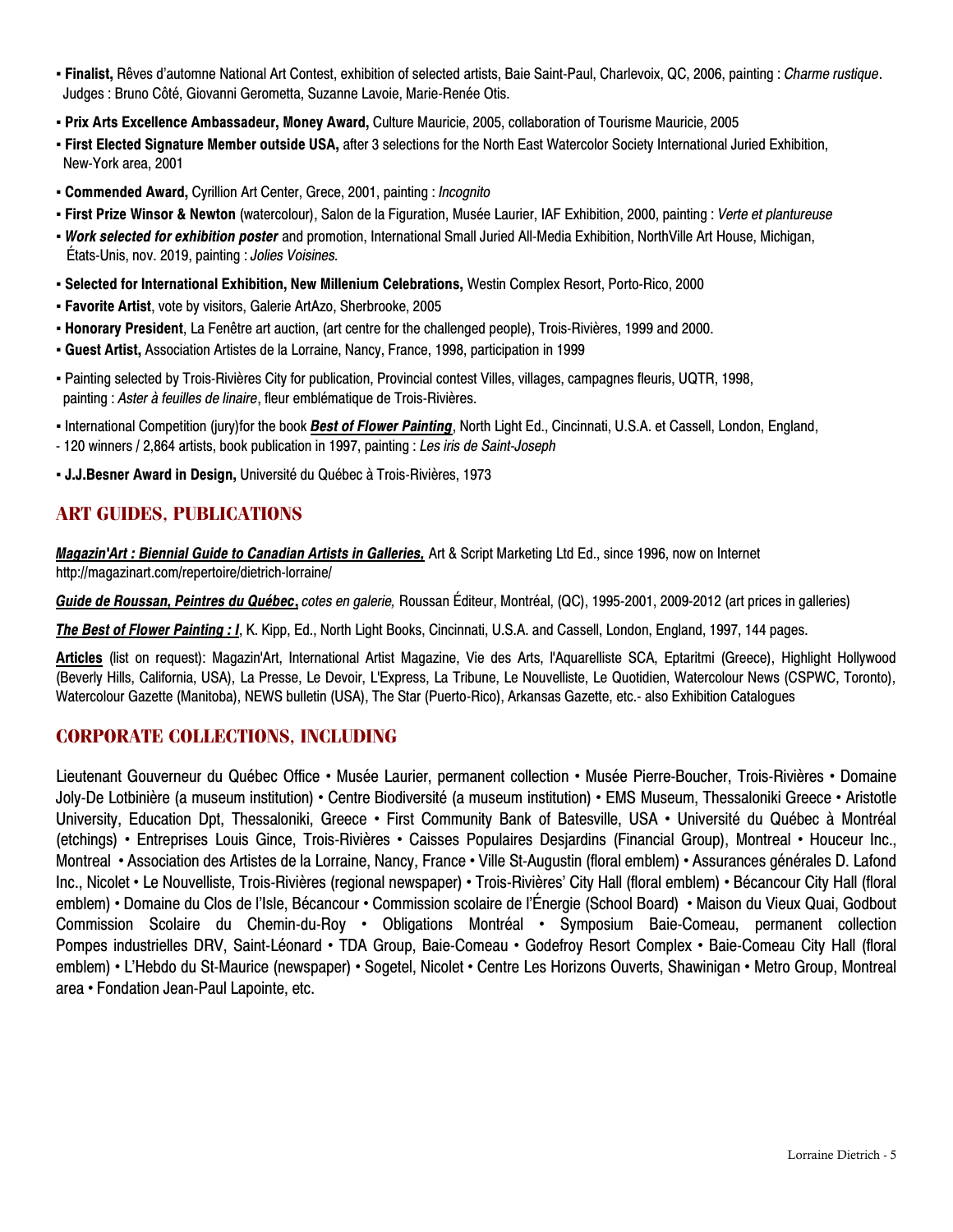- **Finalist,** Rêves d'automne National Art Contest, exhibition of selected artists, Baie Saint-Paul, Charlevoix, QC, 2006, painting : *Charme rustique*. Judges : Bruno Côté, Giovanni Gerometta, Suzanne Lavoie, Marie-Renée Otis.
- **Prix Arts Excellence Ambassadeur, Money Award,** Culture Mauricie, 2005, collaboration of Tourisme Mauricie, 2005
- **First Elected Signature Member outside USA,** after 3 selections for the North East Watercolor Society International Juried Exhibition, New-York area, 2001
- **Commended Award,** Cyrillion Art Center, Grece, 2001, painting : *Incognito*
- **First Prize Winsor & Newton** (watercolour), Salon de la Figuration, Musée Laurier, IAF Exhibition, 2000, painting : *Verte et plantureuse*
- ***Work selected for exhibition poster*** and promotion, International Small Juried All-Media Exhibition, NorthVille Art House, Michigan, États-Unis, nov. 2019, painting : *Jolies Voisines.*
- **Selected for International Exhibition, New Millenium Celebrations,** Westin Complex Resort, Porto-Rico, 2000
- **Favorite Artist**, vote by visitors, Galerie ArtAzo, Sherbrooke, 2005
- **Honorary President**, La Fenêtre art auction, (art centre for the challenged people), Trois-Rivières, 1999 and 2000.
- **Guest Artist,** Association Artistes de la Lorraine, Nancy, France, 1998, participation in 1999
- Painting selected by Trois-Rivières City for publication, Provincial contest Villes, villages, campagnes fleuris, UQTR, 1998, painting : *Aster à feuilles de linaire*, fleur emblématique de Trois-Rivières.
- International Competition (jury)for the book ***Best of Flower Painting***, North Light Ed., Cincinnati, U.S.A. et Cassell, London, England,

- 120 winners / 2,864 artists, book publication in 1997, painting : *Les iris de Saint-Joseph*

- **J.J.Besner Award in Design,** Université du Québec à Trois-Rivières, 1973

## ART GUIDES, PUBLICATIONS

***Magazin'Art : Biennial Guide to Canadian Artists in Galleries,*** Art & Script Marketing Ltd Ed., since 1996, now on Internet http://magazinart.com/repertoire/dietrich-lorraine/

***Guide de Roussan, Peintres du Québec***, *cotes en galerie,* Roussan Éditeur, Montréal, (QC), 1995-2001, 2009-2012 (art prices in galleries)

***The Best of Flower Painting : I***, K. Kipp, Ed., North Light Books, Cincinnati, U.S.A. and Cassell, London, England, 1997, 144 pages.

**Articles** (list on request): Magazin'Art, International Artist Magazine, Vie des Arts, l'Aquarelliste SCA, Eptaritmi (Greece), Highlight Hollywood (Beverly Hills, California, USA), La Presse, Le Devoir, L'Express, La Tribune, Le Nouvelliste, Le Quotidien, Watercolour News (CSPWC, Toronto), Watercolour Gazette (Manitoba), NEWS bulletin (USA), The Star (Puerto-Rico), Arkansas Gazette, etc.- also Exhibition Catalogues

## CORPORATE COLLECTIONS, INCLUDING

Lieutenant Gouverneur du Québec Office • Musée Laurier, permanent collection • Musée Pierre-Boucher, Trois-Rivières • Domaine Joly-De Lotbinière (a museum institution) • Centre Biodiversité (a museum institution) • EMS Museum, Thessaloniki Greece • Aristotle University, Education Dpt, Thessaloniki, Greece • First Community Bank of Batesville, USA • Université du Québec à Montréal (etchings) • Entreprises Louis Gince, Trois-Rivières • Caisses Populaires Desjardins (Financial Group), Montreal • Houceur Inc., Montreal • Association des Artistes de la Lorraine, Nancy, France • Ville St-Augustin (floral emblem) • Assurances générales D. Lafond Inc., Nicolet • Le Nouvelliste, Trois-Rivières (regional newspaper) • Trois-Rivières' City Hall (floral emblem) • Bécancour City Hall (floral emblem) • Domaine du Clos de l'Isle, Bécancour • Commission scolaire de l'Énergie (School Board) • Maison du Vieux Quai, Godbout Commission Scolaire du Chemin-du-Roy • Obligations Montréal • Symposium Baie-Comeau, permanent collection Pompes industrielles DRV, Saint-Léonard • TDA Group, Baie-Comeau • Godefroy Resort Complex • Baie-Comeau City Hall (floral emblem) • L'Hebdo du St-Maurice (newspaper) • Sogetel, Nicolet • Centre Les Horizons Ouverts, Shawinigan • Metro Group, Montreal area • Fondation Jean-Paul Lapointe, etc.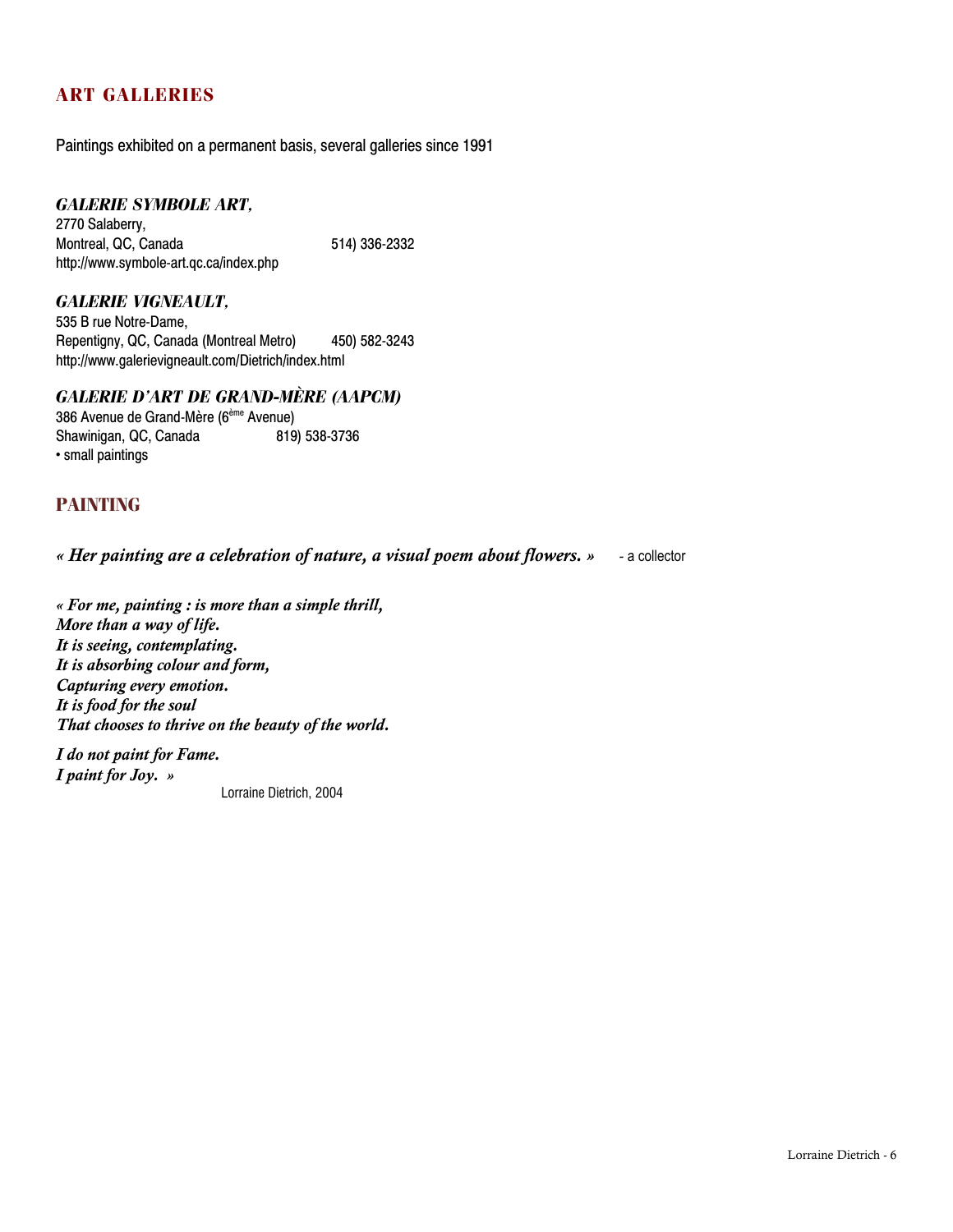## ART GALLERIES

Paintings exhibited on a permanent basis, several galleries since 1991

### *GALERIE SYMBOLE ART,*

2770 Salaberry,
Montreal, QC, Canada 514) 336-2332
http://www.symbole-art.qc.ca/index.php

### *GALERIE VIGNEAULT,*

535 B rue Notre-Dame,
Repentigny, QC, Canada (Montreal Metro) 450) 582-3243
http://www.galerievigneault.com/Dietrich/index.html

### *GALERIE D'ART DE GRAND-MÈRE (AAPCM)*

386 Avenue de Grand-Mère (6ème Avenue)
Shawinigan, QC, Canada 819) 538-3736
• small paintings

## PAINTING

***« Her painting are a celebration of nature, a visual poem about flowers. »*** - a collector

***« For me, painting : is more than a simple thrill,***
***More than a way of life.***
***It is seeing, contemplating.***
***It is absorbing colour and form,***
***Capturing every emotion.***
***It is food for the soul***
***That chooses to thrive on the beauty of the world.***

***I do not paint for Fame.***
***I paint for Joy. »***

Lorraine Dietrich, 2004